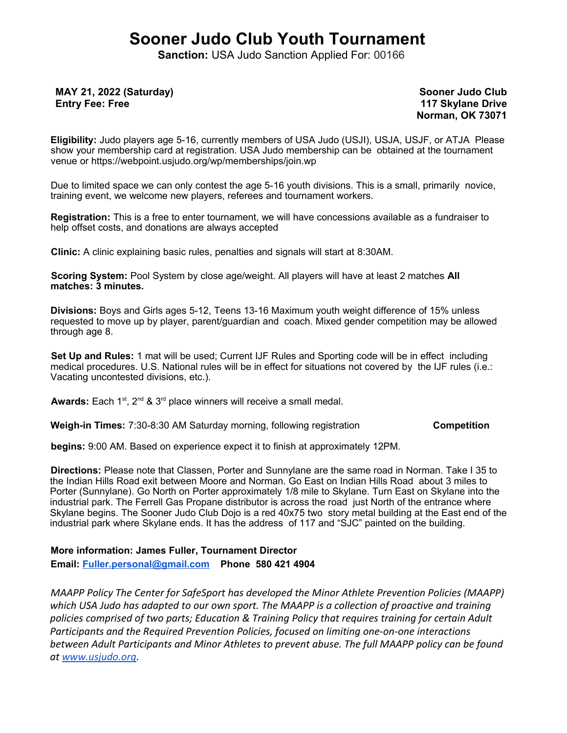# Sooner Judo Club Youth Tournament

**Sanction:** USA Judo Sanction Applied For: 00166

**MAY 21, 2022 (Saturday)**
**Entry Fee: Free**

**Sooner Judo Club**
**117 Skylane Drive**
**Norman, OK 73071**

**Eligibility:** Judo players age 5-16, currently members of USA Judo (USJI), USJA, USJF, or ATJA Please show your membership card at registration. USA Judo membership can be obtained at the tournament venue or https://webpoint.usjudo.org/wp/memberships/join.wp

Due to limited space we can only contest the age 5-16 youth divisions. This is a small, primarily novice, training event, we welcome new players, referees and tournament workers.

**Registration:** This is a free to enter tournament, we will have concessions available as a fundraiser to help offset costs, and donations are always accepted

**Clinic:** A clinic explaining basic rules, penalties and signals will start at 8:30AM.

**Scoring System:** Pool System by close age/weight. All players will have at least 2 matches **All matches: 3 minutes.**

**Divisions:** Boys and Girls ages 5-12, Teens 13-16 Maximum youth weight difference of 15% unless requested to move up by player, parent/guardian and coach. Mixed gender competition may be allowed through age 8.

**Set Up and Rules:** 1 mat will be used; Current IJF Rules and Sporting code will be in effect including medical procedures. U.S. National rules will be in effect for situations not covered by the IJF rules (i.e.: Vacating uncontested divisions, etc.).

**Awards:** Each 1st, 2nd & 3rd place winners will receive a small medal.

**Weigh-in Times:** 7:30-8:30 AM Saturday morning, following registration **Competition begins:** 9:00 AM. Based on experience expect it to finish at approximately 12PM.

**Directions:** Please note that Classen, Porter and Sunnylane are the same road in Norman. Take I 35 to the Indian Hills Road exit between Moore and Norman. Go East on Indian Hills Road about 3 miles to Porter (Sunnylane). Go North on Porter approximately 1/8 mile to Skylane. Turn East on Skylane into the industrial park. The Ferrell Gas Propane distributor is across the road just North of the entrance where Skylane begins. The Sooner Judo Club Dojo is a red 40x75 two story metal building at the East end of the industrial park where Skylane ends. It has the address of 117 and "SJC" painted on the building.

**More information: James Fuller, Tournament Director**
**Email: Fuller.personal@gmail.com Phone 580 421 4904**

*MAAPP Policy The Center for SafeSport has developed the Minor Athlete Prevention Policies (MAAPP) which USA Judo has adapted to our own sport. The MAAPP is a collection of proactive and training policies comprised of two parts; Education & Training Policy that requires training for certain Adult Participants and the Required Prevention Policies, focused on limiting one-on-one interactions between Adult Participants and Minor Athletes to prevent abuse. The full MAAPP policy can be found at www.usjudo.org.*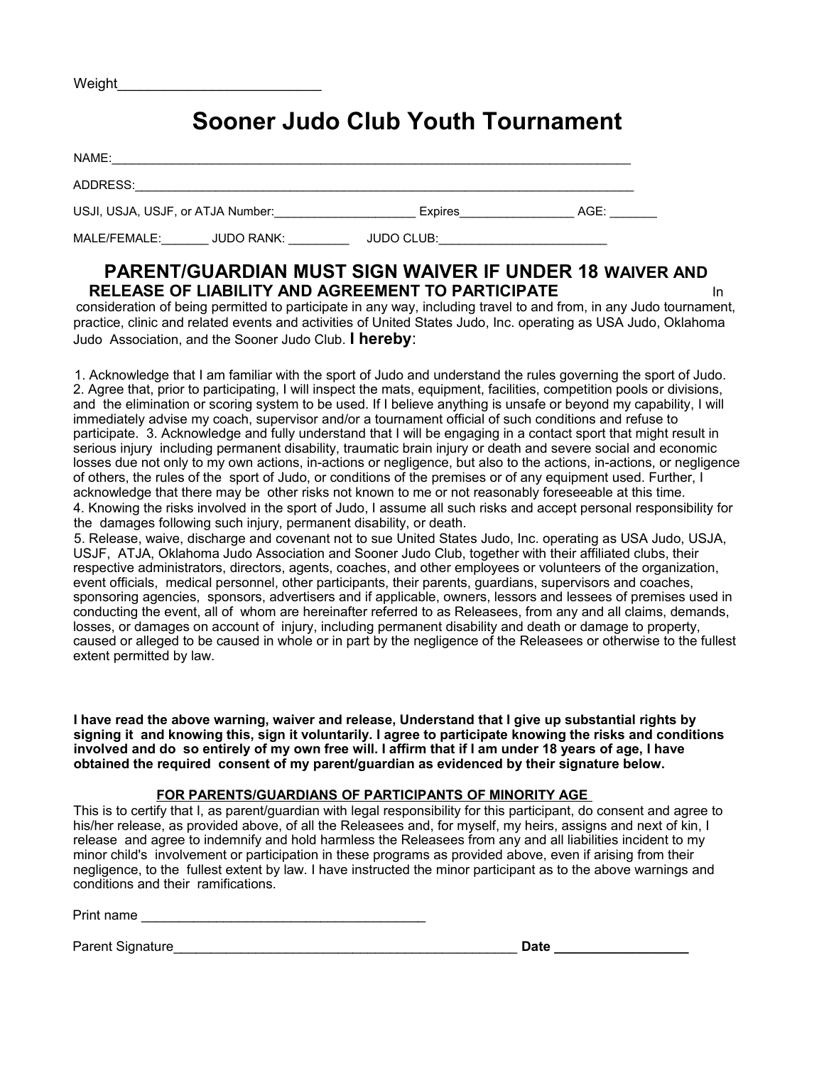Weight_________________________

# Sooner Judo Club Youth Tournament

NAME:___________________________________________________________________________

ADDRESS:_________________________________________________________________________

USJI, USJA, USJF, or ATJA Number:_____________________ Expires_________________ AGE: _______

MALE/FEMALE:_______ JUDO RANK: _________ JUDO CLUB:_________________________

## PARENT/GUARDIAN MUST SIGN WAIVER IF UNDER 18 WAIVER AND RELEASE OF LIABILITY AND AGREEMENT TO PARTICIPATE

In consideration of being permitted to participate in any way, including travel to and from, in any Judo tournament, practice, clinic and related events and activities of United States Judo, Inc. operating as USA Judo, Oklahoma Judo Association, and the Sooner Judo Club. **I hereby**:

1. Acknowledge that I am familiar with the sport of Judo and understand the rules governing the sport of Judo.
2. Agree that, prior to participating, I will inspect the mats, equipment, facilities, competition pools or divisions, and the elimination or scoring system to be used. If I believe anything is unsafe or beyond my capability, I will immediately advise my coach, supervisor and/or a tournament official of such conditions and refuse to participate.
3. Acknowledge and fully understand that I will be engaging in a contact sport that might result in serious injury including permanent disability, traumatic brain injury or death and severe social and economic losses due not only to my own actions, in-actions or negligence, but also to the actions, in-actions, or negligence of others, the rules of the sport of Judo, or conditions of the premises or of any equipment used. Further, I acknowledge that there may be other risks not known to me or not reasonably foreseeable at this time.
4. Knowing the risks involved in the sport of Judo, I assume all such risks and accept personal responsibility for the damages following such injury, permanent disability, or death.
5. Release, waive, discharge and covenant not to sue United States Judo, Inc. operating as USA Judo, USJA, USJF, ATJA, Oklahoma Judo Association and Sooner Judo Club, together with their affiliated clubs, their respective administrators, directors, agents, coaches, and other employees or volunteers of the organization, event officials, medical personnel, other participants, their parents, guardians, supervisors and coaches, sponsoring agencies, sponsors, advertisers and if applicable, owners, lessors and lessees of premises used in conducting the event, all of whom are hereinafter referred to as Releasees, from any and all claims, demands, losses, or damages on account of injury, including permanent disability and death or damage to property, caused or alleged to be caused in whole or in part by the negligence of the Releasees or otherwise to the fullest extent permitted by law.

**I have read the above warning, waiver and release, Understand that I give up substantial rights by signing it and knowing this, sign it voluntarily. I agree to participate knowing the risks and conditions involved and do so entirely of my own free will. I affirm that if I am under 18 years of age, I have obtained the required consent of my parent/guardian as evidenced by their signature below.**

**FOR PARENTS/GUARDIANS OF PARTICIPANTS OF MINORITY AGE**

This is to certify that I, as parent/guardian with legal responsibility for this participant, do consent and agree to his/her release, as provided above, of all the Releasees and, for myself, my heirs, assigns and next of kin, I release and agree to indemnify and hold harmless the Releasees from any and all liabilities incident to my minor child's involvement or participation in these programs as provided above, even if arising from their negligence, to the fullest extent by law. I have instructed the minor participant as to the above warnings and conditions and their ramifications.

Print name ______________________________________

Parent Signature_______________________________________________ **Date _________________**